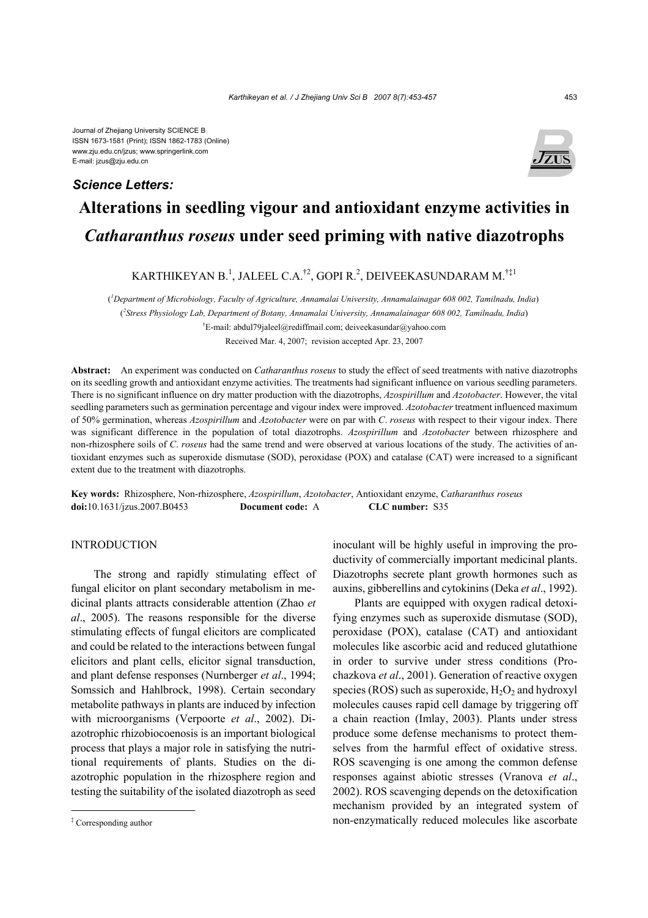Journal of Zhejiang University SCIENCE B
ISSN 1673-1581 (Print); ISSN 1862-1783 (Online)
www.zju.edu.cn/jzus; www.springerlink.com
E-mail: jzus@zju.edu.cn

***Science Letters:***

# Alterations in seedling vigour and antioxidant enzyme activities in *Catharanthus roseus* under seed priming with native diazotrophs

KARTHIKEYAN B.[1], JALEEL C.A.[†2], GOPI R.[2], DEIVEEKASUNDARAM M.[†‡1]

([1]*Department of Microbiology, Faculty of Agriculture, Annamalai University, Annamalainagar 608 002, Tamilnadu, India*)

([2]*Stress Physiology Lab, Department of Botany, Annamalai University, Annamalainagar 608 002, Tamilnadu, India*)

[†]E-mail: abdul79jaleel@rediffmail.com; deiveekasundar@yahoo.com

Received Mar. 4, 2007; revision accepted Apr. 23, 2007

**Abstract:** An experiment was conducted on *Catharanthus roseus* to study the effect of seed treatments with native diazotrophs on its seedling growth and antioxidant enzyme activities. The treatments had significant influence on various seedling parameters. There is no significant influence on dry matter production with the diazotrophs, *Azospirillum* and *Azotobacter*. However, the vital seedling parameters such as germination percentage and vigour index were improved. *Azotobacter* treatment influenced maximum of 50% germination, whereas *Azospirillum* and *Azotobacter* were on par with *C. roseus* with respect to their vigour index. There was significant difference in the population of total diazotrophs. *Azospirillum* and *Azotobacter* between rhizosphere and non-rhizosphere soils of *C. roseus* had the same trend and were observed at various locations of the study. The activities of antioxidant enzymes such as superoxide dismutase (SOD), peroxidase (POX) and catalase (CAT) were increased to a significant extent due to the treatment with diazotrophs.

**Key words:** Rhizosphere, Non-rhizosphere, *Azospirillum*, *Azotobacter*, Antioxidant enzyme, *Catharanthus roseus*
**doi:**10.1631/jzus.2007.B0453 **Document code:** A **CLC number:** S35

## INTRODUCTION

The strong and rapidly stimulating effect of fungal elicitor on plant secondary metabolism in medicinal plants attracts considerable attention (Zhao *et al*., 2005). The reasons responsible for the diverse stimulating effects of fungal elicitors are complicated and could be related to the interactions between fungal elicitors and plant cells, elicitor signal transduction, and plant defense responses (Nurnberger *et al*., 1994; Somssich and Hahlbrock, 1998). Certain secondary metabolite pathways in plants are induced by infection with microorganisms (Verpoorte *et al*., 2002). Diazotrophic rhizobiocoenosis is an important biological process that plays a major role in satisfying the nutritional requirements of plants. Studies on the diazotrophic population in the rhizosphere region and testing the suitability of the isolated diazotroph as seed inoculant will be highly useful in improving the productivity of commercially important medicinal plants. Diazotrophs secrete plant growth hormones such as auxins, gibberellins and cytokinins (Deka *et al*., 1992).

Plants are equipped with oxygen radical detoxifying enzymes such as superoxide dismutase (SOD), peroxidase (POX), catalase (CAT) and antioxidant molecules like ascorbic acid and reduced glutathione in order to survive under stress conditions (Prochazkova *et al*., 2001). Generation of reactive oxygen species (ROS) such as superoxide, $H_2O_2$ and hydroxyl molecules causes rapid cell damage by triggering off a chain reaction (Imlay, 2003). Plants under stress produce some defense mechanisms to protect themselves from the harmful effect of oxidative stress. ROS scavenging is one among the common defense responses against abiotic stresses (Vranova *et al*., 2002). ROS scavenging depends on the detoxification mechanism provided by an integrated system of non-enzymatically reduced molecules like ascorbate

[‡] Corresponding author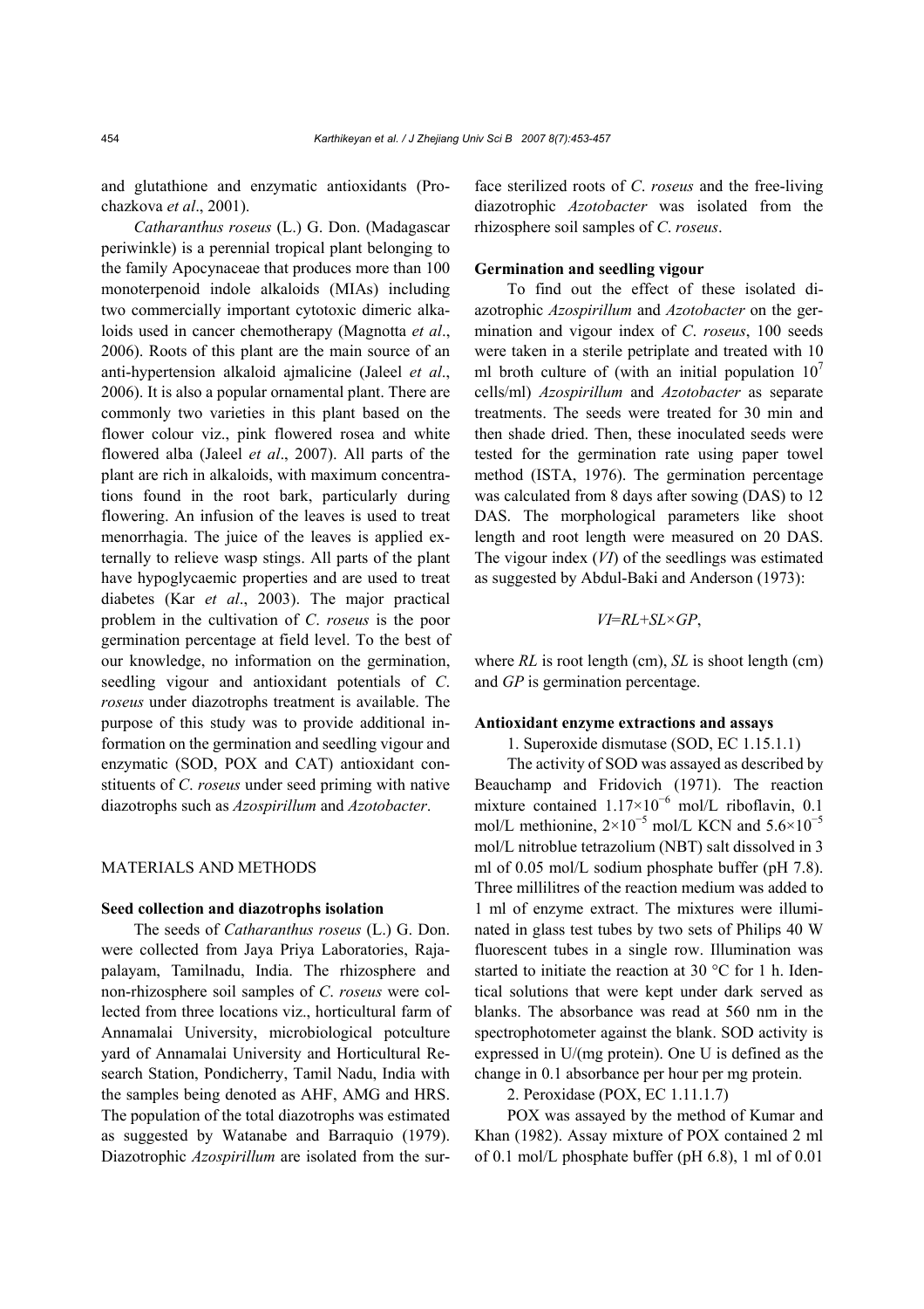and glutathione and enzymatic antioxidants (Prochazkova *et al*., 2001).

*Catharanthus roseus* (L.) G. Don. (Madagascar periwinkle) is a perennial tropical plant belonging to the family Apocynaceae that produces more than 100 monoterpenoid indole alkaloids (MIAs) including two commercially important cytotoxic dimeric alkaloids used in cancer chemotherapy (Magnotta *et al*., 2006). Roots of this plant are the main source of an anti-hypertension alkaloid ajmalicine (Jaleel *et al*., 2006). It is also a popular ornamental plant. There are commonly two varieties in this plant based on the flower colour viz., pink flowered rosea and white flowered alba (Jaleel *et al*., 2007). All parts of the plant are rich in alkaloids, with maximum concentrations found in the root bark, particularly during flowering. An infusion of the leaves is used to treat menorrhagia. The juice of the leaves is applied externally to relieve wasp stings. All parts of the plant have hypoglycaemic properties and are used to treat diabetes (Kar *et al*., 2003). The major practical problem in the cultivation of *C. roseus* is the poor germination percentage at field level. To the best of our knowledge, no information on the germination, seedling vigour and antioxidant potentials of *C. roseus* under diazotrophs treatment is available. The purpose of this study was to provide additional information on the germination and seedling vigour and enzymatic (SOD, POX and CAT) antioxidant constituents of *C. roseus* under seed priming with native diazotrophs such as *Azospirillum* and *Azotobacter*.

## MATERIALS AND METHODS

### Seed collection and diazotrophs isolation

The seeds of *Catharanthus roseus* (L.) G. Don. were collected from Jaya Priya Laboratories, Rajapalayam, Tamilnadu, India. The rhizosphere and non-rhizosphere soil samples of *C. roseus* were collected from three locations viz., horticultural farm of Annamalai University, microbiological potculture yard of Annamalai University and Horticultural Research Station, Pondicherry, Tamil Nadu, India with the samples being denoted as AHF, AMG and HRS. The population of the total diazotrophs was estimated as suggested by Watanabe and Barraquio (1979). Diazotrophic *Azospirillum* are isolated from the surface sterilized roots of *C. roseus* and the free-living diazotrophic *Azotobacter* was isolated from the rhizosphere soil samples of *C. roseus*.

### Germination and seedling vigour

To find out the effect of these isolated diazotrophic *Azospirillum* and *Azotobacter* on the germination and vigour index of *C. roseus*, 100 seeds were taken in a sterile petriplate and treated with 10 ml broth culture of (with an initial population $10^7$ cells/ml) *Azospirillum* and *Azotobacter* as separate treatments. The seeds were treated for 30 min and then shade dried. Then, these inoculated seeds were tested for the germination rate using paper towel method (ISTA, 1976). The germination percentage was calculated from 8 days after sowing (DAS) to 12 DAS. The morphological parameters like shoot length and root length were measured on 20 DAS. The vigour index (*VI*) of the seedlings was estimated as suggested by Abdul-Baki and Anderson (1973):

$$VI=RL+SL\times GP,$$

where *RL* is root length (cm), *SL* is shoot length (cm) and *GP* is germination percentage.

### Antioxidant enzyme extractions and assays

1. Superoxide dismutase (SOD, EC 1.15.1.1)

The activity of SOD was assayed as described by Beauchamp and Fridovich (1971). The reaction mixture contained $1.17\times10^{-6}$ mol/L riboflavin, 0.1 mol/L methionine, $2\times10^{-5}$ mol/L KCN and $5.6\times10^{-5}$ mol/L nitroblue tetrazolium (NBT) salt dissolved in 3 ml of 0.05 mol/L sodium phosphate buffer (pH 7.8). Three millilitres of the reaction medium was added to 1 ml of enzyme extract. The mixtures were illuminated in glass test tubes by two sets of Philips 40 W fluorescent tubes in a single row. Illumination was started to initiate the reaction at 30 °C for 1 h. Identical solutions that were kept under dark served as blanks. The absorbance was read at 560 nm in the spectrophotometer against the blank. SOD activity is expressed in U/(mg protein). One U is defined as the change in 0.1 absorbance per hour per mg protein.

2. Peroxidase (POX, EC 1.11.1.7)

POX was assayed by the method of Kumar and Khan (1982). Assay mixture of POX contained 2 ml of 0.1 mol/L phosphate buffer (pH 6.8), 1 ml of 0.01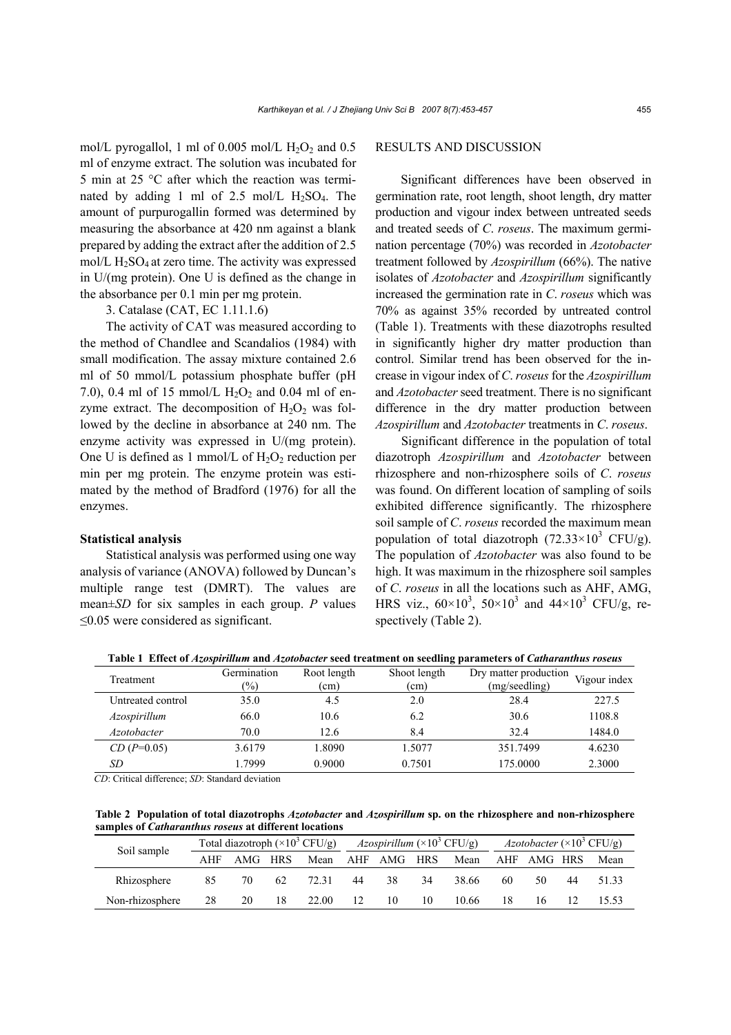mol/L pyrogallol, 1 ml of 0.005 mol/L $H_2O_2$ and 0.5 ml of enzyme extract. The solution was incubated for 5 min at 25 °C after which the reaction was terminated by adding 1 ml of 2.5 mol/L $H_2SO_4$. The amount of purpurogallin formed was determined by measuring the absorbance at 420 nm against a blank prepared by adding the extract after the addition of 2.5 mol/L $H_2SO_4$ at zero time. The activity was expressed in U/(mg protein). One U is defined as the change in the absorbance per 0.1 min per mg protein.

3. Catalase (CAT, EC 1.11.1.6)

The activity of CAT was measured according to the method of Chandlee and Scandalios (1984) with small modification. The assay mixture contained 2.6 ml of 50 mmol/L potassium phosphate buffer (pH 7.0), 0.4 ml of 15 mmol/L $H_2O_2$ and 0.04 ml of enzyme extract. The decomposition of $H_2O_2$ was followed by the decline in absorbance at 240 nm. The enzyme activity was expressed in U/(mg protein). One U is defined as 1 mmol/L of $H_2O_2$ reduction per min per mg protein. The enzyme protein was estimated by the method of Bradford (1976) for all the enzymes.

**Statistical analysis**

Statistical analysis was performed using one way analysis of variance (ANOVA) followed by Duncan's multiple range test (DMRT). The values are mean±*SD* for six samples in each group. *P* values ≤0.05 were considered as significant.

## RESULTS AND DISCUSSION

Significant differences have been observed in germination rate, root length, shoot length, dry matter production and vigour index between untreated seeds and treated seeds of *C. roseus*. The maximum germination percentage (70%) was recorded in *Azotobacter* treatment followed by *Azospirillum* (66%). The native isolates of *Azotobacter* and *Azospirillum* significantly increased the germination rate in *C. roseus* which was 70% as against 35% recorded by untreated control (Table 1). Treatments with these diazotrophs resulted in significantly higher dry matter production than control. Similar trend has been observed for the increase in vigour index of *C. roseus* for the *Azospirillum* and *Azotobacter* seed treatment. There is no significant difference in the dry matter production between *Azospirillum* and *Azotobacter* treatments in *C. roseus*.

Significant difference in the population of total diazotroph *Azospirillum* and *Azotobacter* between rhizosphere and non-rhizosphere soils of *C. roseus* was found. On different location of sampling of soils exhibited difference significantly. The rhizosphere soil sample of *C. roseus* recorded the maximum mean population of total diazotroph ($72.33\times10^3$ CFU/g). The population of *Azotobacter* was also found to be high. It was maximum in the rhizosphere soil samples of *C. roseus* in all the locations such as AHF, AMG, HRS viz., $60\times10^3$, $50\times10^3$ and $44\times10^3$ CFU/g, respectively (Table 2).

**Table 1 Effect of *Azospirillum* and *Azotobacter* seed treatment on seedling parameters of *Catharanthus roseus***

| Treatment | Germination (%) | Root length (cm) | Shoot length (cm) | Dry matter production (mg/seedling) | Vigour index |
|---|---|---|---|---|---|
| Untreated control | 35.0 | 4.5 | 2.0 | 28.4 | 227.5 |
| *Azospirillum* | 66.0 | 10.6 | 6.2 | 30.6 | 1108.8 |
| *Azotobacter* | 70.0 | 12.6 | 8.4 | 32.4 | 1484.0 |
| *CD* ($P$=0.05) | 3.6179 | 1.8090 | 1.5077 | 351.7499 | 4.6230 |
| *SD* | 1.7999 | 0.9000 | 0.7501 | 175.0000 | 2.3000 |

*CD*: Critical difference; *SD*: Standard deviation

**Table 2 Population of total diazotrophs *Azotobacter* and *Azospirillum* sp. on the rhizosphere and non-rhizosphere samples of *Catharanthus roseus* at different locations**

| Soil sample | Total diazotroph ($\times10^3$ CFU/g) | | | | *Azospirillum* ($\times10^3$ CFU/g) | | | | *Azotobacter* ($\times10^3$ CFU/g) | | | |
|---|---|---|---|---|---|---|---|---|---|---|---|---|
| | AHF | AMG | HRS | Mean | AHF | AMG | HRS | Mean | AHF | AMG | HRS | Mean |
| Rhizosphere | 85 | 70 | 62 | 72.31 | 44 | 38 | 34 | 38.66 | 60 | 50 | 44 | 51.33 |
| Non-rhizosphere | 28 | 20 | 18 | 22.00 | 12 | 10 | 10 | 10.66 | 18 | 16 | 12 | 15.53 |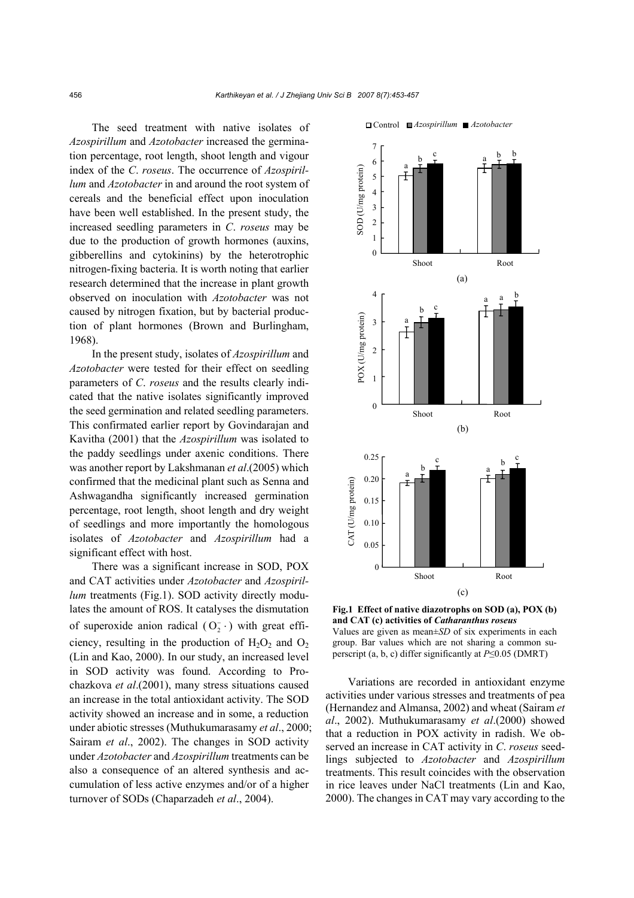The seed treatment with native isolates of *Azospirillum* and *Azotobacter* increased the germination percentage, root length, shoot length and vigour index of the *C. roseus*. The occurrence of *Azospirillum* and *Azotobacter* in and around the root system of cereals and the beneficial effect upon inoculation have been well established. In the present study, the increased seedling parameters in *C. roseus* may be due to the production of growth hormones (auxins, gibberellins and cytokinins) by the heterotrophic nitrogen-fixing bacteria. It is worth noting that earlier research determined that the increase in plant growth observed on inoculation with *Azotobacter* was not caused by nitrogen fixation, but by bacterial production of plant hormones (Brown and Burlingham, 1968).

In the present study, isolates of *Azospirillum* and *Azotobacter* were tested for their effect on seedling parameters of *C. roseus* and the results clearly indicated that the native isolates significantly improved the seed germination and related seedling parameters. This confirmated earlier report by Govindarajan and Kavitha (2001) that the *Azospirillum* was isolated to the paddy seedlings under axenic conditions. There was another report by Lakshmanan *et al*.(2005) which confirmed that the medicinal plant such as Senna and Ashwagandha significantly increased germination percentage, root length, shoot length and dry weight of seedlings and more importantly the homologous isolates of *Azotobacter* and *Azospirillum* had a significant effect with host.

There was a significant increase in SOD, POX and CAT activities under *Azotobacter* and *Azospirillum* treatments (Fig.1). SOD activity directly modulates the amount of ROS. It catalyses the dismutation of superoxide anion radical ($O_2^- \cdot$) with great efficiency, resulting in the production of $H_2O_2$ and $O_2$ (Lin and Kao, 2000). In our study, an increased level in SOD activity was found. According to Prochazkova *et al*.(2001), many stress situations caused an increase in the total antioxidant activity. The SOD activity showed an increase and in some, a reduction under abiotic stresses (Muthukumarasamy *et al*., 2000; Sairam *et al*., 2002). The changes in SOD activity under *Azotobacter* and *Azospirillum* treatments can be also a consequence of an altered synthesis and accumulation of less active enzymes and/or of a higher turnover of SODs (Chaparzadeh *et al*., 2004).

**Fig.1 Effect of native diazotrophs on SOD (a), POX (b) and CAT (c) activities of *Catharanthus roseus***
Values are given as mean±*SD* of six experiments in each group. Bar values which are not sharing a common superscript (a, b, c) differ significantly at *P*≤0.05 (DMRT)

Variations are recorded in antioxidant enzyme activities under various stresses and treatments of pea (Hernandez and Almansa, 2002) and wheat (Sairam *et al*., 2002). Muthukumarasamy *et al*.(2000) showed that a reduction in POX activity in radish. We observed an increase in CAT activity in *C. roseus* seedlings subjected to *Azotobacter* and *Azospirillum* treatments. This result coincides with the observation in rice leaves under NaCl treatments (Lin and Kao, 2000). The changes in CAT may vary according to the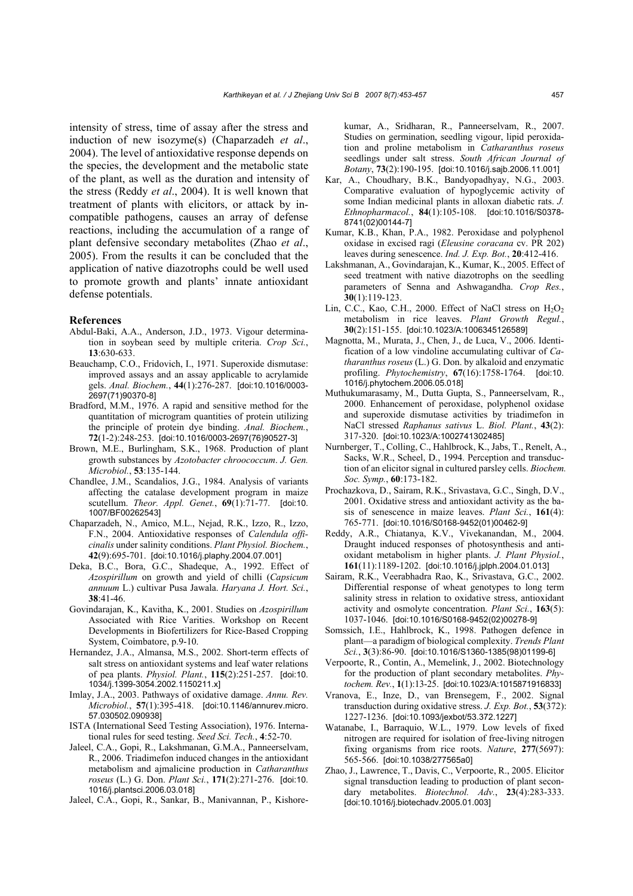intensity of stress, time of assay after the stress and induction of new isozyme(s) (Chaparzadeh *et al*., 2004). The level of antioxidative response depends on the species, the development and the metabolic state of the plant, as well as the duration and intensity of the stress (Reddy *et al*., 2004). It is well known that treatment of plants with elicitors, or attack by incompatible pathogens, causes an array of defense reactions, including the accumulation of a range of plant defensive secondary metabolites (Zhao *et al*., 2005). From the results it can be concluded that the application of native diazotrophs could be well used to promote growth and plants' innate antioxidant defense potentials.

## References

- Abdul-Baki, A.A., Anderson, J.D., 1973. Vigour determination in soybean seed by multiple criteria. *Crop Sci.*, **13**:630-633.
- Beauchamp, C.O., Fridovich, I., 1971. Superoxide dismutase: improved assays and an assay applicable to acrylamide gels. *Anal. Biochem.*, **44**(1):276-287. [doi:10.1016/0003-2697(71)90370-8]
- Bradford, M.M., 1976. A rapid and sensitive method for the quantitation of microgram quantities of protein utilizing the principle of protein dye binding. *Anal. Biochem.*, **72**(1-2):248-253. [doi:10.1016/0003-2697(76)90527-3]
- Brown, M.E., Burlingham, S.K., 1968. Production of plant growth substances by *Azotobacter chroococcum*. *J. Gen. Microbiol.*, **53**:135-144.
- Chandlee, J.M., Scandalios, J.G., 1984. Analysis of variants affecting the catalase development program in maize scutellum. *Theor. Appl. Genet.*, **69**(1):71-77. [doi:10.1007/BF00262543]
- Chaparzadeh, N., Amico, M.L., Nejad, R.K., Izzo, R., Izzo, F.N., 2004. Antioxidative responses of *Calendula officinalis* under salinity conditions. *Plant Physiol. Biochem.*, **42**(9):695-701. [doi:10.1016/j.plaphy.2004.07.001]
- Deka, B.C., Bora, G.C., Shadeque, A., 1992. Effect of *Azospirillum* on growth and yield of chilli (*Capsicum annuum* L.) cultivar Pusa Jawala. *Haryana J. Hort. Sci.*, **38**:41-46.
- Govindarajan, K., Kavitha, K., 2001. Studies on *Azospirillum* Associated with Rice Varities. Workshop on Recent Developments in Biofertilizers for Rice-Based Cropping System, Coimbatore, p.9-10.
- Hernandez, J.A., Almansa, M.S., 2002. Short-term effects of salt stress on antioxidant systems and leaf water relations of pea plants. *Physiol. Plant.*, **115**(2):251-257. [doi:10.1034/j.1399-3054.2002.1150211.x]
- Imlay, J.A., 2003. Pathways of oxidative damage. *Annu. Rev. Microbiol.*, **57**(1):395-418. [doi:10.1146/annurev.micro.57.030502.090938]
- ISTA (International Seed Testing Association), 1976. International rules for seed testing. *Seed Sci. Tech.*, **4**:52-70.
- Jaleel, C.A., Gopi, R., Lakshmanan, G.M.A., Panneerselvam, R., 2006. Triadimefon induced changes in the antioxidant metabolism and ajmalicine production in *Catharanthus roseus* (L.) G. Don. *Plant Sci.*, **171**(2):271-276. [doi:10.1016/j.plantsci.2006.03.018]
- Jaleel, C.A., Gopi, R., Sankar, B., Manivannan, P., Kishorekumar, A., Sridharan, R., Panneerselvam, R., 2007. Studies on germination, seedling vigour, lipid peroxidation and proline metabolism in *Catharanthus roseus* seedlings under salt stress. *South African Journal of Botany*, **73**(2):190-195. [doi:10.1016/j.sajb.2006.11.001]
- Kar, A., Choudhary, B.K., Bandyopadhyay, N.G., 2003. Comparative evaluation of hypoglycemic activity of some Indian medicinal plants in alloxan diabetic rats. *J. Ethnopharmacol.*, **84**(1):105-108. [doi:10.1016/S0378-8741(02)00144-7]
- Kumar, K.B., Khan, P.A., 1982. Peroxidase and polyphenol oxidase in excised ragi (*Eleusine coracana* cv. PR 202) leaves during senescence. *Ind. J. Exp. Bot.*, **20**:412-416.
- Lakshmanan, A., Govindarajan, K., Kumar, K., 2005. Effect of seed treatment with native diazotrophs on the seedling parameters of Senna and Ashwagandha. *Crop Res.*, **30**(1):119-123.
- Lin, C.C., Kao, C.H., 2000. Effect of NaCl stress on $H_2O_2$ metabolism in rice leaves. *Plant Growth Regul.*, **30**(2):151-155. [doi:10.1023/A:1006345126589]
- Magnotta, M., Murata, J., Chen, J., de Luca, V., 2006. Identification of a low vindoline accumulating cultivar of *Catharanthus roseus* (L.) G. Don. by alkaloid and enzymatic profiling. *Phytochemistry*, **67**(16):1758-1764. [doi:10.1016/j.phytochem.2006.05.018]
- Muthukumarasamy, M., Dutta Gupta, S., Panneerselvam, R., 2000. Enhancement of peroxidase, polyphenol oxidase and superoxide dismutase activities by triadimefon in NaCl stressed *Raphanus sativus* L. *Biol. Plant.*, **43**(2):317-320. [doi:10.1023/A:1002741302485]
- Nurnberger, T., Colling, C., Hahlbrock, K., Jabs, T., Renelt, A., Sacks, W.R., Scheel, D., 1994. Perception and transduction of an elicitor signal in cultured parsley cells. *Biochem. Soc. Symp.*, **60**:173-182.
- Prochazkova, D., Sairam, R.K., Srivastava, G.C., Singh, D.V., 2001. Oxidative stress and antioxidant activity as the basis of senescence in maize leaves. *Plant Sci.*, **161**(4):765-771. [doi:10.1016/S0168-9452(01)00462-9]
- Reddy, A.R., Chiatanya, K.V., Vivekanandan, M., 2004. Draught induced responses of photosynthesis and antioxidant metabolism in higher plants. *J. Plant Physiol.*, **161**(11):1189-1202. [doi:10.1016/j.jplph.2004.01.013]
- Sairam, R.K., Veerabhadra Rao, K., Srivastava, G.C., 2002. Differential response of wheat genotypes to long term salinity stress in relation to oxidative stress, antioxidant activity and osmolyte concentration. *Plant Sci.*, **163**(5):1037-1046. [doi:10.1016/S0168-9452(02)00278-9]
- Somssich, I.E., Hahlbrock, K., 1998. Pathogen defence in plant—a paradigm of biological complexity. *Trends Plant Sci.*, **3**(3):86-90. [doi:10.1016/S1360-1385(98)01199-6]
- Verpoorte, R., Contin, A., Memelink, J., 2002. Biotechnology for the production of plant secondary metabolites. *Phytochem. Rev.*, **1**(1):13-25. [doi:10.1023/A:1015871916833]
- Vranova, E., Inze, D., van Brensegem, F., 2002. Signal transduction during oxidative stress. *J. Exp. Bot.*, **53**(372):1227-1236. [doi:10.1093/jexbot/53.372.1227]
- Watanabe, I., Barraquio, W.L., 1979. Low levels of fixed nitrogen are required for isolation of free-living nitrogen fixing organisms from rice roots. *Nature*, **277**(5697):565-566. [doi:10.1038/277565a0]
- Zhao, J., Lawrence, T., Davis, C., Verpoorte, R., 2005. Elicitor signal transduction leading to production of plant secondary metabolites. *Biotechnol. Adv.*, **23**(4):283-333. [doi:10.1016/j.biotechadv.2005.01.003]